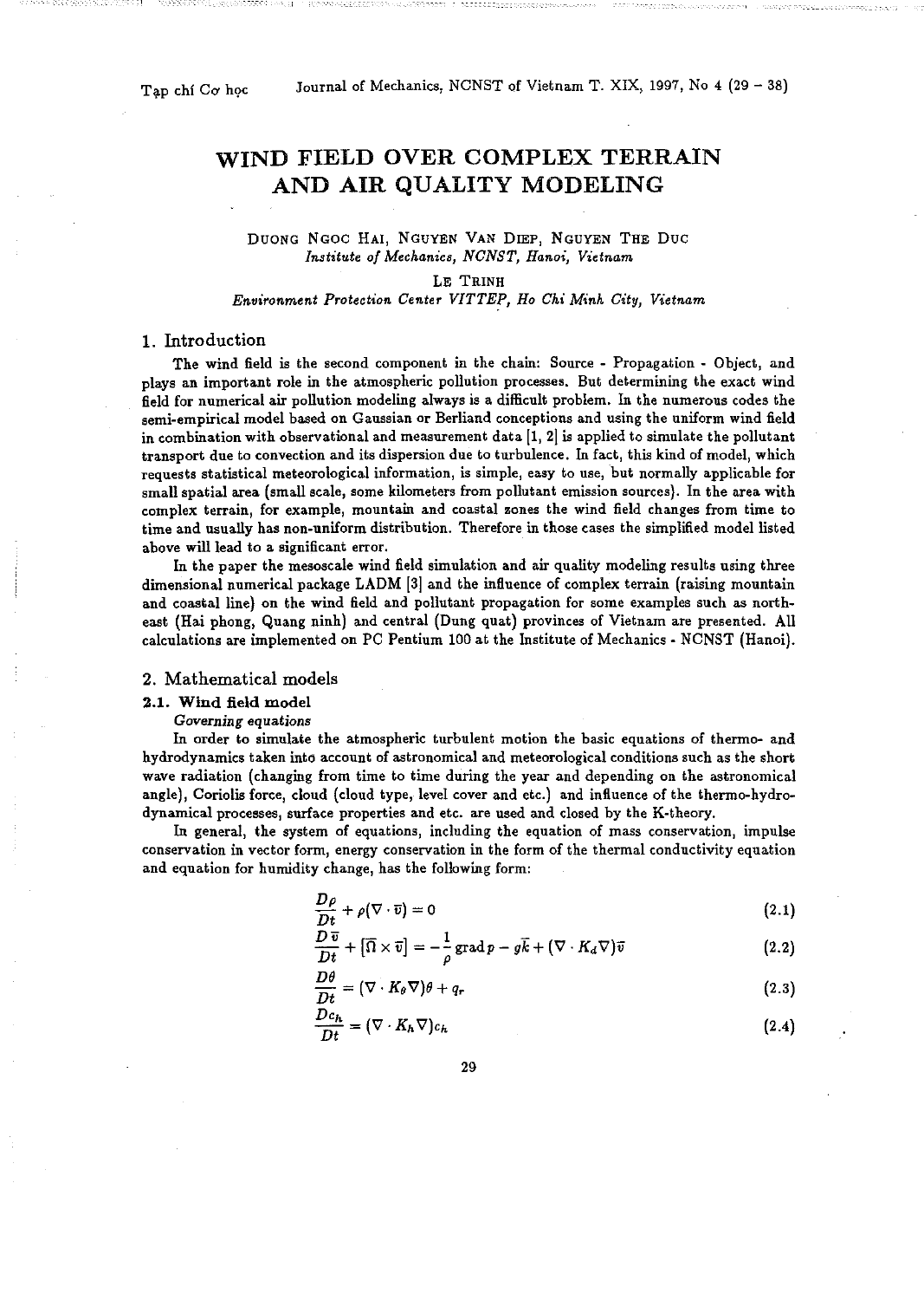# WIND FIELD OVER COMPLEX TERRAIN AND AIR QUALITY MODELING

DUONG NGOC HAI, NGUYEN VAN DIEP, NGUYEN THE DUC
*Institute of Mechanics, NCNST, Hanoi, Vietnam*

LE TRINH
*Environment Protection Center VITTEP, Ho Chi Minh City, Vietnam*

## 1. Introduction

The wind field is the second component in the chain: Source - Propagation - Object, and plays an important role in the atmospheric pollution processes. But determining the exact wind field for numerical air pollution modeling always is a difficult problem. In the numerous codes the semi-empirical model based on Gaussian or Berliand conceptions and using the uniform wind field in combination with observational and measurement data [1, 2] is applied to simulate the pollutant transport due to convection and its dispersion due to turbulence. In fact, this kind of model, which requests statistical meteorological information, is simple, easy to use, but normally applicable for small spatial area (small scale, some kilometers from pollutant emission sources). In the area with complex terrain, for example, mountain and coastal zones the wind field changes from time to time and usually has non-uniform distribution. Therefore in those cases the simplified model listed above will lead to a significant error.

In the paper the mesoscale wind field simulation and air quality modeling results using three dimensional numerical package LADM [3] and the influence of complex terrain (raising mountain and coastal line) on the wind field and pollutant propagation for some examples such as north-east (Hai phong, Quang ninh) and central (Dung quat) provinces of Vietnam are presented. All calculations are implemented on PC Pentium 100 at the Institute of Mechanics - NCNST (Hanoi).

## 2. Mathematical models

### 2.1. Wind field model

*Governing equations*

In order to simulate the atmospheric turbulent motion the basic equations of thermo- and hydrodynamics taken into account of astronomical and meteorological conditions such as the short wave radiation (changing from time to time during the year and depending on the astronomical angle), Coriolis force, cloud (cloud type, level cover and etc.) and influence of the thermo-hydro-dynamical processes, surface properties and etc. are used and closed by the K-theory.

In general, the system of equations, including the equation of mass conservation, impulse conservation in vector form, energy conservation in the form of the thermal conductivity equation and equation for humidity change, has the following form:

$$\frac{D\rho}{Dt} + \rho(\nabla \cdot \bar{v}) = 0 \tag{2.1}$$

$$\frac{D\bar{v}}{Dt} + [\bar{\Omega} \times \bar{v}] = -\frac{1}{\rho}\,\mathrm{grad}\,p - g\bar{k} + (\nabla \cdot K_d \nabla)\bar{v} \tag{2.2}$$

$$\frac{D\theta}{Dt} = (\nabla \cdot K_\theta \nabla)\theta + q_r \tag{2.3}$$

$$\frac{Dc_h}{Dt} = (\nabla \cdot K_h \nabla)c_h \tag{2.4}$$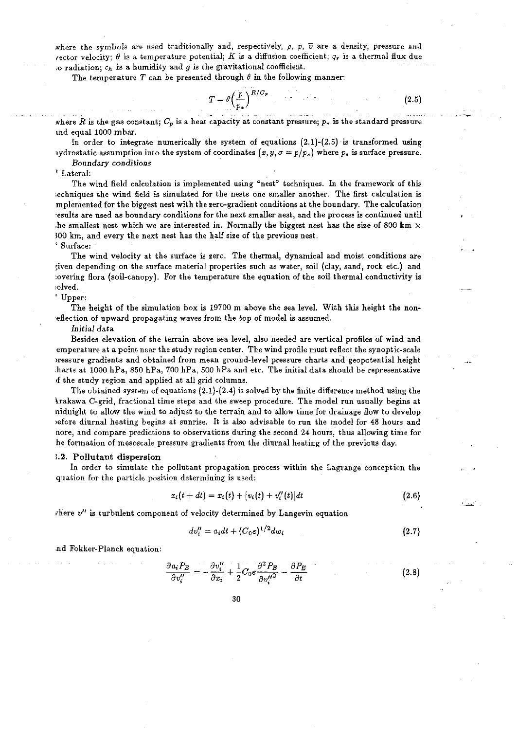where the symbols are used traditionally and, respectively, $\rho$, $p$, $\overline{v}$ are a density, pressure and vector velocity; $\theta$ is a temperature potential; $K$ is a diffusion coefficient; $q_r$ is a thermal flux due to radiation; $c_h$ is a humidity and $g$ is the gravitational coefficient.

The temperature $T$ can be presented through $\theta$ in the following manner:

$$T = \theta\left(\frac{p}{p_*}\right)^{R/C_p} \tag{2.5}$$

where $R$ is the gas constant; $C_p$ is a heat capacity at constant pressure; $p_*$ is the standard pressure and equal 1000 mbar.

In order to integrate numerically the system of equations (2.1)-(2.5) is transformed using hydrostatic assumption into the system of coordinates $(x, y, \sigma = p/p_s)$ where $p_s$ is surface pressure.

*Boundary conditions*

* Lateral:

The wind field calculation is implemented using "nest" techniques. In the framework of this techniques the wind field is simulated for the nests one smaller another. The first calculation is implemented for the biggest nest with the zero-gradient conditions at the boundary. The calculation results are used as boundary conditions for the next smaller nest, and the process is continued until the smallest nest which we are interested in. Normally the biggest nest has the size of 800 km × 800 km, and every the next nest has the half size of the previous nest.

* Surface:

The wind velocity at the surface is zero. The thermal, dynamical and moist conditions are given depending on the surface material properties such as water, soil (clay, sand, rock etc.) and covering flora (soil-canopy). For the temperature the equation of the soil thermal conductivity is solved.

* Upper:

The height of the simulation box is 19700 m above the sea level. With this height the non-reflection of upward propagating waves from the top of model is assumed.

*Initial data*

Besides elevation of the terrain above sea level, also needed are vertical profiles of wind and temperature at a point near the study region center. The wind profile must reflect the synoptic-scale pressure gradients and obtained from mean ground-level pressure charts and geopotential height charts at 1000 hPa, 850 hPa, 700 hPa, 500 hPa and etc. The initial data should be representative of the study region and applied at all grid columns.

The obtained system of equations (2.1)-(2.4) is solved by the finite difference method using the Arakawa C-grid, fractional time steps and the sweep procedure. The model run usually begins at midnight to allow the wind to adjust to the terrain and to allow time for drainage flow to develop before diurnal heating begins at sunrise. It is also advisable to run the model for 48 hours and more, and compare predictions to observations during the second 24 hours, thus allowing time for the formation of mesoscale pressure gradients from the diurnal heating of the previous day.

## 2.2. Pollutant dispersion

In order to simulate the pollutant propagation process within the Lagrange conception the equation for the particle position determining is used:

$$x_i(t + dt) = x_i(t) + [v_i(t) + v_i''(t)]dt \tag{2.6}$$

where $v''$ is turbulent component of velocity determined by Langevin equation

$$dv_i'' = a_i dt + (C_0\varepsilon)^{1/2} dw_i \tag{2.7}$$

and Fokker-Planck equation:

$$\frac{\partial a_i P_E}{\partial v_i''} = -\frac{\partial v_i''}{\partial x_i} + \frac{1}{2} C_0 \varepsilon \frac{\partial^2 P_E}{\partial v_i''^2} - \frac{\partial P_E}{\partial t} \tag{2.8}$$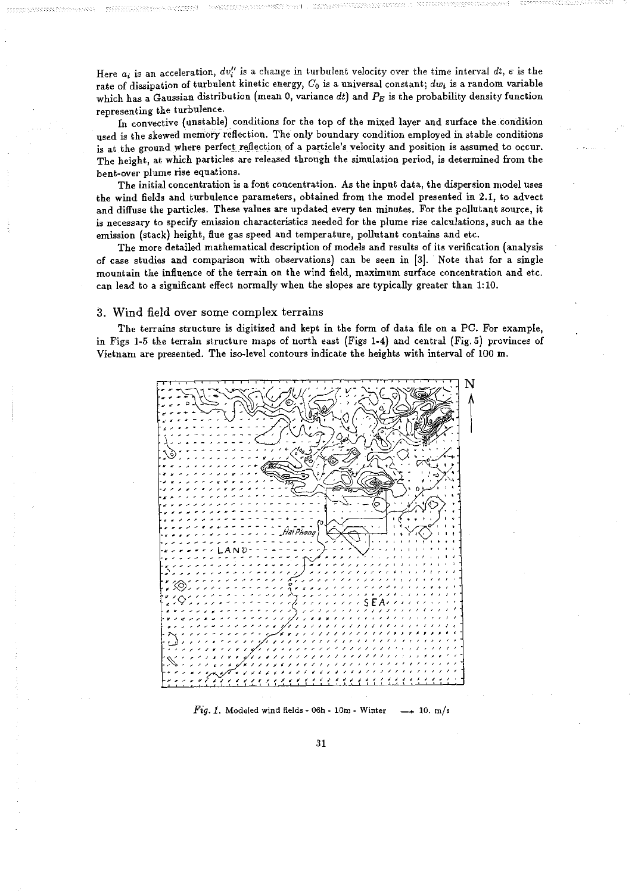Here $a_i$ is an acceleration, $dv_i''$ is a change in turbulent velocity over the time interval $dt$, $\varepsilon$ is the rate of dissipation of turbulent kinetic energy, $C_0$ is a universal constant; $dw_i$ is a random variable which has a Gaussian distribution (mean 0, variance $dt$) and $P_E$ is the probability density function representing the turbulence.

In convective (unstable) conditions for the top of the mixed layer and surface the condition used is the skewed memory reflection. The only boundary condition employed in stable conditions is at the ground where perfect reflection of a particle's velocity and position is assumed to occur. The height, at which particles are released through the simulation period, is determined from the bent-over plume rise equations.

The initial concentration is a font concentration. As the input data, the dispersion model uses the wind fields and turbulence parameters, obtained from the model presented in 2.1, to advect and diffuse the particles. These values are updated every ten minutes. For the pollutant source, it is necessary to specify emission characteristics needed for the plume rise calculations, such as the emission (stack) height, flue gas speed and temperature, pollutant contains and etc.

The more detailed mathematical description of models and results of its verification (analysis of case studies and comparison with observations) can be seen in [3]. Note that for a single mountain the influence of the terrain on the wind field, maximum surface concentration and etc. can lead to a significant effect normally when the slopes are typically greater than 1:10.

## 3. Wind field over some complex terrains

The terrains structure is digitized and kept in the form of data file on a PC. For example, in Figs 1-5 the terrain structure maps of north east (Figs 1-4) and central (Fig. 5) provinces of Vietnam are presented. The iso-level contours indicate the heights with interval of 100 m.

*Fig. 1.* Modeled wind fields - 06h - 10m - Winter ⟶ 10. m/s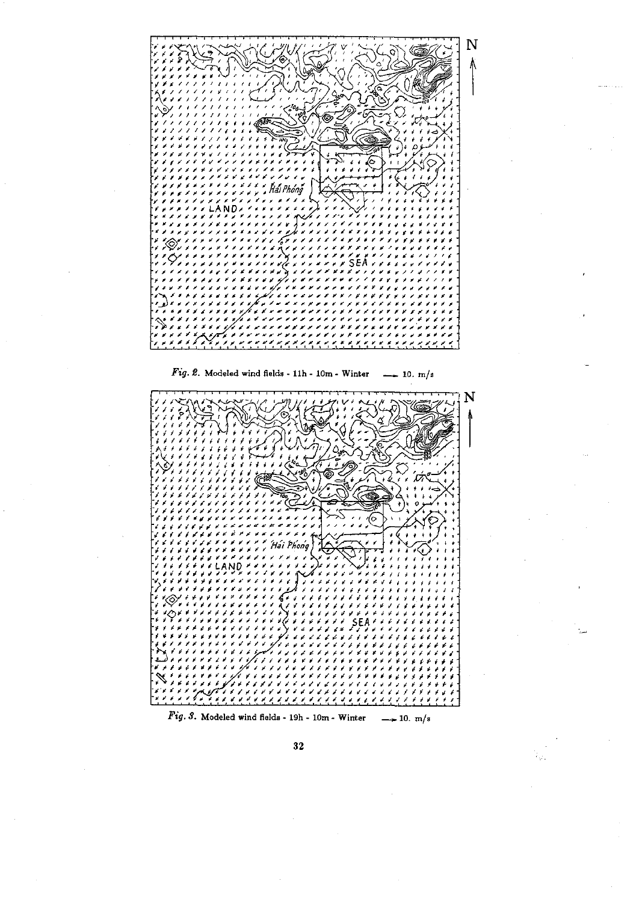*Fig. 2.* Modeled wind fields - 11h - 10m - Winter —— 10. m/s

*Fig. 3.* Modeled wind fields - 19h - 10m - Winter —— 10. m/s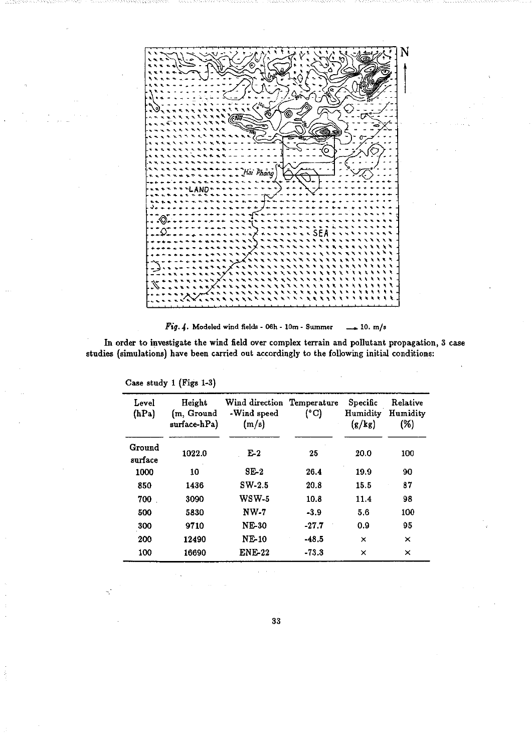*Fig. 4.* Modeled wind fields - 06h - 10m - Summer → 10. m/s

In order to investigate the wind field over complex terrain and pollutant propagation, 3 case studies (simulations) have been carried out accordingly to the following initial conditions:

Case study 1 (Figs 1-3)

| Level (hPa) | Height (m, Ground surface-hPa) | Wind direction -Wind speed (m/s) | Temperature (°C) | Specific Humidity (g/kg) | Relative Humidity (%) |
|---|---|---|---|---|---|
| Ground surface | 1022.0 | E-2 | 25 | 20.0 | 100 |
| 1000 | 10 | SE-2 | 26.4 | 19.9 | 90 |
| 850 | 1436 | SW-2.5 | 20.8 | 15.5 | 87 |
| 700 | 3090 | WSW-5 | 10.8 | 11.4 | 98 |
| 500 | 5830 | NW-7 | -3.9 | 5.6 | 100 |
| 300 | 9710 | NE-30 | -27.7 | 0.9 | 95 |
| 200 | 12490 | NE-10 | -48.5 | × | × |
| 100 | 16690 | ENE-22 | -73.3 | × | × |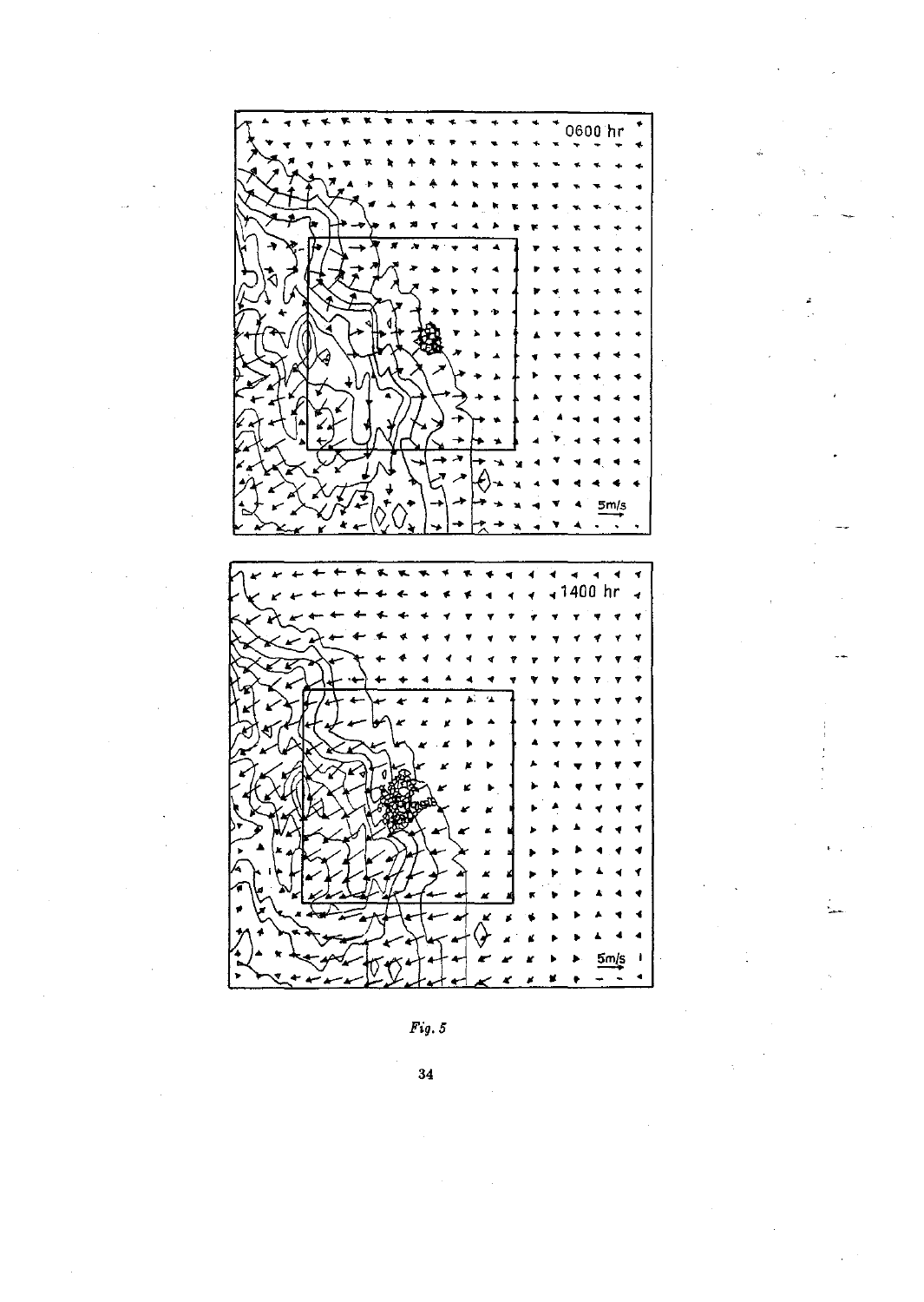Fig. 5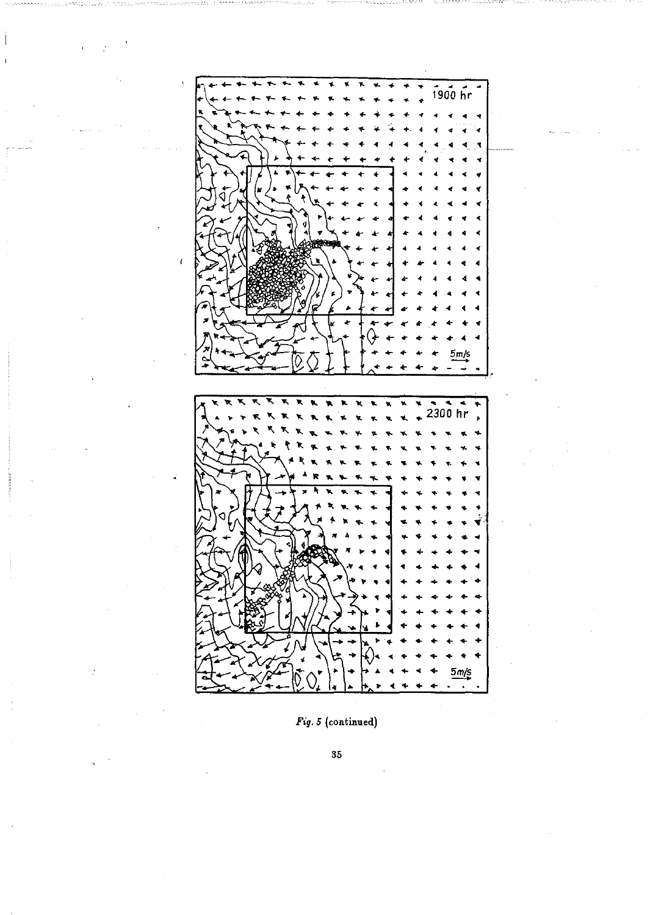*Fig. 5* (continued)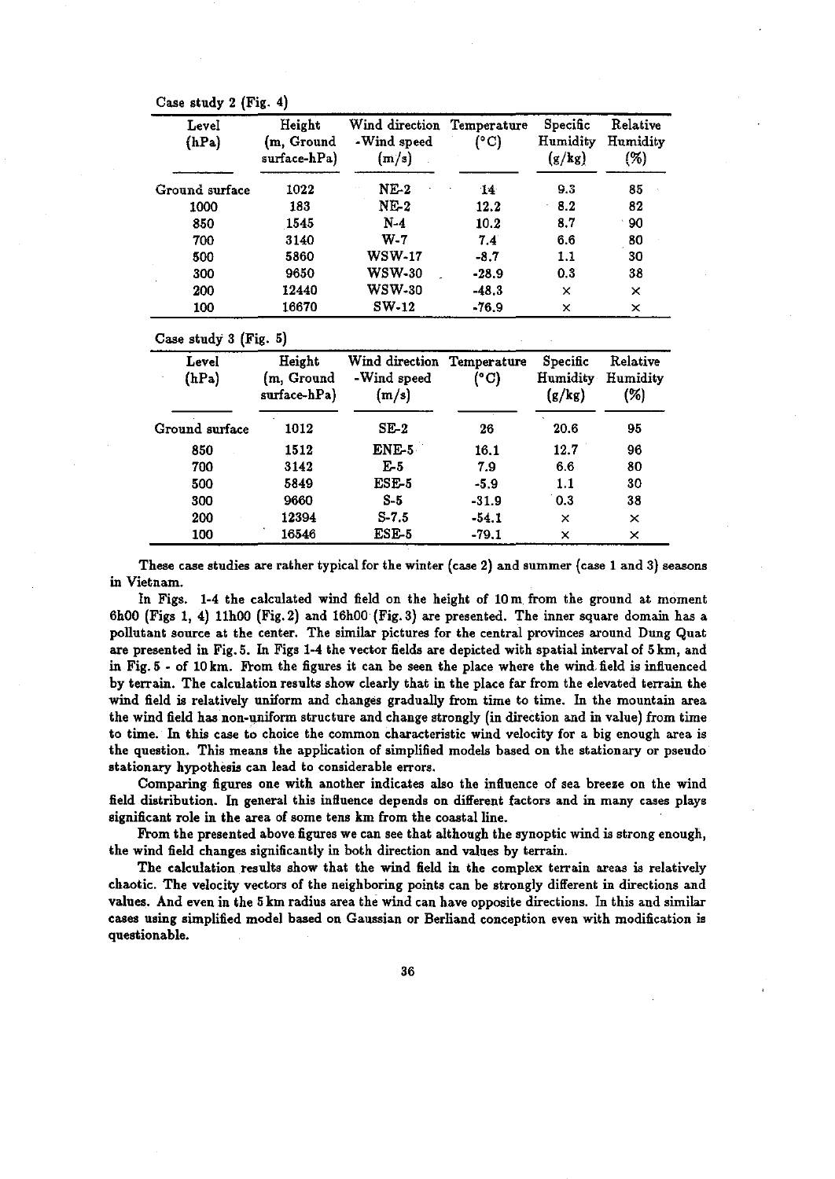Case study 2 (Fig. 4)

| Level (hPa) | Height (m, Ground surface-hPa) | Wind direction -Wind speed (m/s) | Temperature (°C) | Specific Humidity (g/kg) | Relative Humidity (%) |
|---|---|---|---|---|---|
| Ground surface | 1022 | NE-2 | 14 | 9.3 | 85 |
| 1000 | 183 | NE-2 | 12.2 | 8.2 | 82 |
| 850 | 1545 | N-4 | 10.2 | 8.7 | 90 |
| 700 | 3140 | W-7 | 7.4 | 6.6 | 80 |
| 500 | 5860 | WSW-17 | -8.7 | 1.1 | 30 |
| 300 | 9650 | WSW-30 | -28.9 | 0.3 | 38 |
| 200 | 12440 | WSW-30 | -48.3 | × | × |
| 100 | 16670 | SW-12 | -76.9 | × | × |

Case study 3 (Fig. 5)

| Level (hPa) | Height (m, Ground surface-hPa) | Wind direction -Wind speed (m/s) | Temperature (°C) | Specific Humidity (g/kg) | Relative Humidity (%) |
|---|---|---|---|---|---|
| Ground surface | 1012 | SE-2 | 26 | 20.6 | 95 |
| 850 | 1512 | ENE-5 | 16.1 | 12.7 | 96 |
| 700 | 3142 | E-5 | 7.9 | 6.6 | 80 |
| 500 | 5849 | ESE-5 | -5.9 | 1.1 | 30 |
| 300 | 9660 | S-5 | -31.9 | 0.3 | 38 |
| 200 | 12394 | S-7.5 | -54.1 | × | × |
| 100 | 16546 | ESE-5 | -79.1 | × | × |

These case studies are rather typical for the winter (case 2) and summer (case 1 and 3) seasons in Vietnam.

In Figs. 1-4 the calculated wind field on the height of 10 m from the ground at moment 6h00 (Figs 1, 4) 11h00 (Fig. 2) and 16h00 (Fig. 3) are presented. The inner square domain has a pollutant source at the center. The similar pictures for the central provinces around Dung Quat are presented in Fig. 5. In Figs 1-4 the vector fields are depicted with spatial interval of 5 km, and in Fig. 5 - of 10 km. From the figures it can be seen the place where the wind field is influenced by terrain. The calculation results show clearly that in the place far from the elevated terrain the wind field is relatively uniform and changes gradually from time to time. In the mountain area the wind field has non-uniform structure and change strongly (in direction and in value) from time to time. In this case to choice the common characteristic wind velocity for a big enough area is the question. This means the application of simplified models based on the stationary or pseudo stationary hypothesis can lead to considerable errors.

Comparing figures one with another indicates also the influence of sea breeze on the wind field distribution. In general this influence depends on different factors and in many cases plays significant role in the area of some tens km from the coastal line.

From the presented above figures we can see that although the synoptic wind is strong enough, the wind field changes significantly in both direction and values by terrain.

The calculation results show that the wind field in the complex terrain areas is relatively chaotic. The velocity vectors of the neighboring points can be strongly different in directions and values. And even in the 5 km radius area the wind can have opposite directions. In this and similar cases using simplified model based on Gaussian or Berliand conception even with modification is questionable.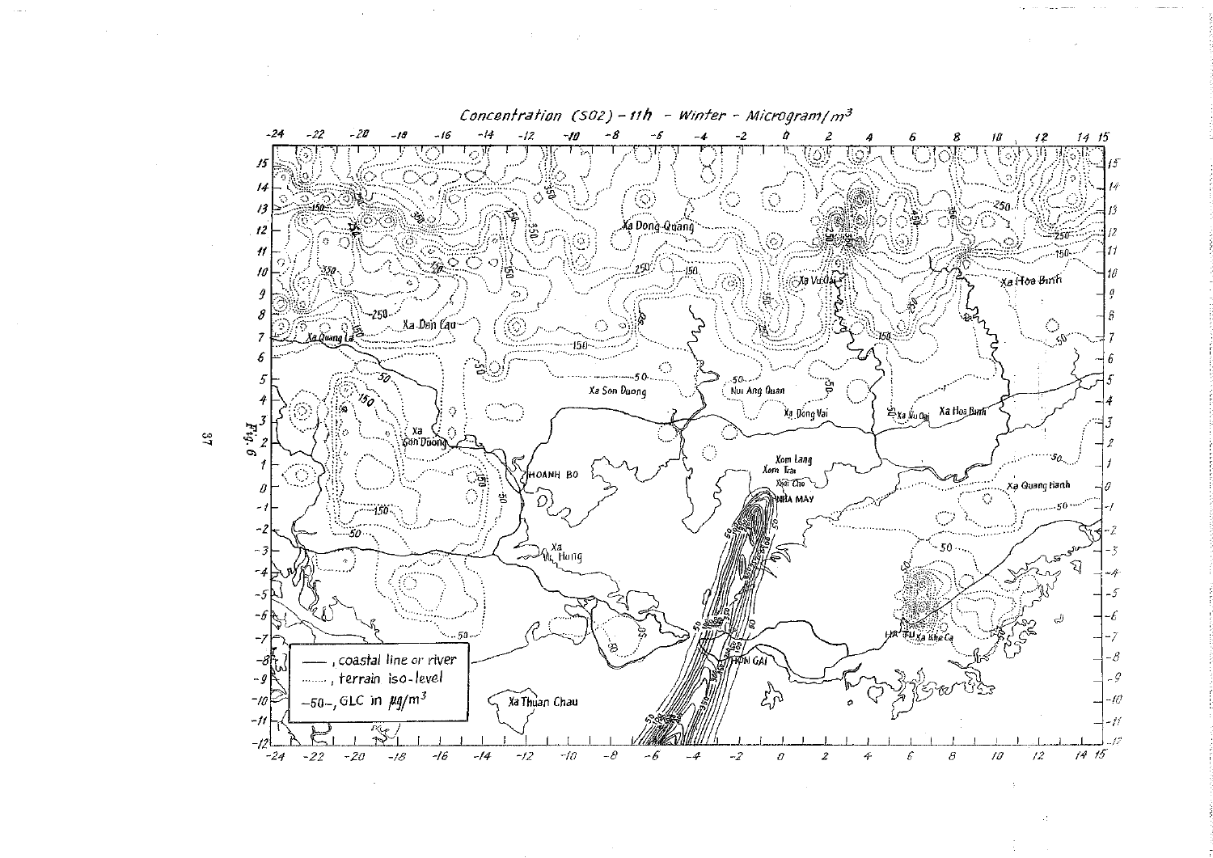*Concentration (SO2) - 11h - Winter - Microgram/m³*

— , coastal line or river

......., terrain iso-level

-50-, GLC in μg/m³

Fig. 6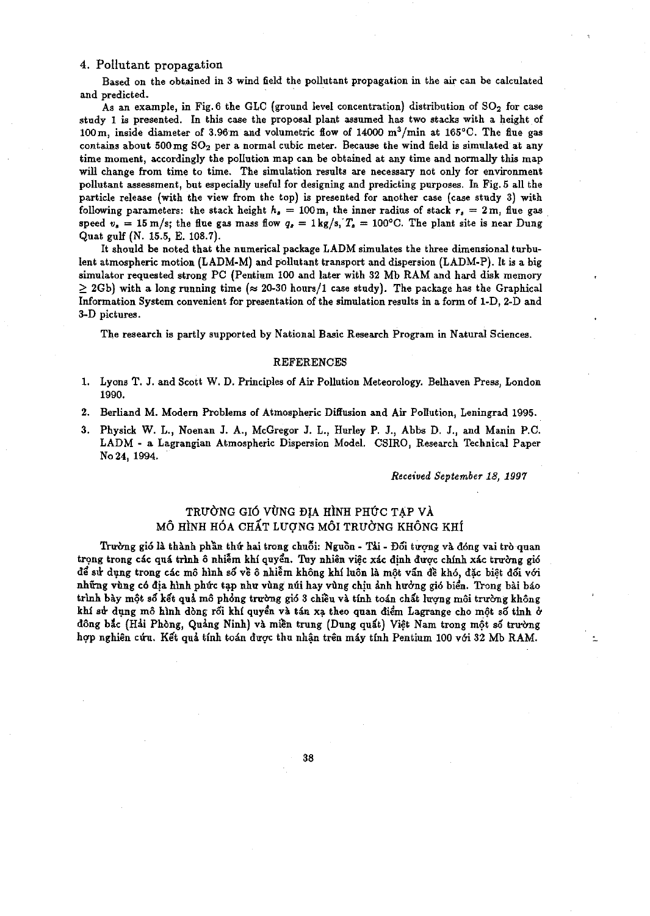## 4. Pollutant propagation

Based on the obtained in 3 wind field the pollutant propagation in the air can be calculated and predicted.

As an example, in Fig. 6 the GLC (ground level concentration) distribution of $SO_2$ for case study 1 is presented. In this case the proposal plant assumed has two stacks with a height of 100 m, inside diameter of 3.96 m and volumetric flow of 14000 $m^3$/min at 165°C. The flue gas contains about 500 mg $SO_2$ per a normal cubic meter. Because the wind field is simulated at any time moment, accordingly the pollution map can be obtained at any time and normally this map will change from time to time. The simulation results are necessary not only for environment pollutant assessment, but especially useful for designing and predicting purposes. In Fig. 5 all the particle release (with the view from the top) is presented for another case (case study 3) with following parameters: the stack height $h_s = 100$ m, the inner radius of stack $r_s = 2$ m, flue gas speed $v_s = 15$ m/s; the flue gas mass flow $q_s = 1$ kg/s, $T_s = 100$°C. The plant site is near Dung Quat gulf (N. 15.5, E. 108.7).

It should be noted that the numerical package LADM simulates the three dimensional turbulent atmospheric motion (LADM-M) and pollutant transport and dispersion (LADM-P). It is a big simulator requested strong PC (Pentium 100 and later with 32 Mb RAM and hard disk memory $\geq$ 2Gb) with a long running time ($\approx$ 20-30 hours/1 case study). The package has the Graphical Information System convenient for presentation of the simulation results in a form of 1-D, 2-D and 3-D pictures.

The research is partly supported by National Basic Research Program in Natural Sciences.

## REFERENCES

1. Lyons T. J. and Scott W. D. Principles of Air Pollution Meteorology. Belhaven Press, London 1990.
2. Berliand M. Modern Problems of Atmospheric Diffusion and Air Pollution, Leningrad 1995.
3. Physick W. L., Noenan J. A., McGregor J. L., Hurley P. J., Abbs D. J., and Manin P.C. LADM - a Lagrangian Atmospheric Dispersion Model. CSIRO, Research Technical Paper No 24, 1994.

*Received September 18, 1997*

## TRƯỜNG GIÓ VÙNG ĐỊA HÌNH PHỨC TẠP VÀ MÔ HÌNH HÓA CHẤT LƯỢNG MÔI TRƯỜNG KHÔNG KHÍ

Trường gió là thành phần thứ hai trong chuỗi: Nguồn - Tải - Đối tượng và đóng vai trò quan trọng trong các quá trình ô nhiễm khí quyển. Tuy nhiên việc xác định được chính xác trường gió để sử dụng trong các mô hình số về ô nhiễm không khí luôn là một vấn đề khó, đặc biệt đối với những vùng có địa hình phức tạp như vùng núi hay vùng chịu ảnh hưởng gió biển. Trong bài báo trình bày một số kết quả mô phỏng trường gió 3 chiều và tính toán chất lượng môi trường không khí sử dụng mô hình dòng rối khí quyển và tán xạ theo quan điểm Lagrange cho một số tỉnh ở đông bắc (Hải Phòng, Quảng Ninh) và miền trung (Dung quất) Việt Nam trong một số trường hợp nghiên cứu. Kết quả tính toán được thu nhận trên máy tính Pentium 100 với 32 Mb RAM.